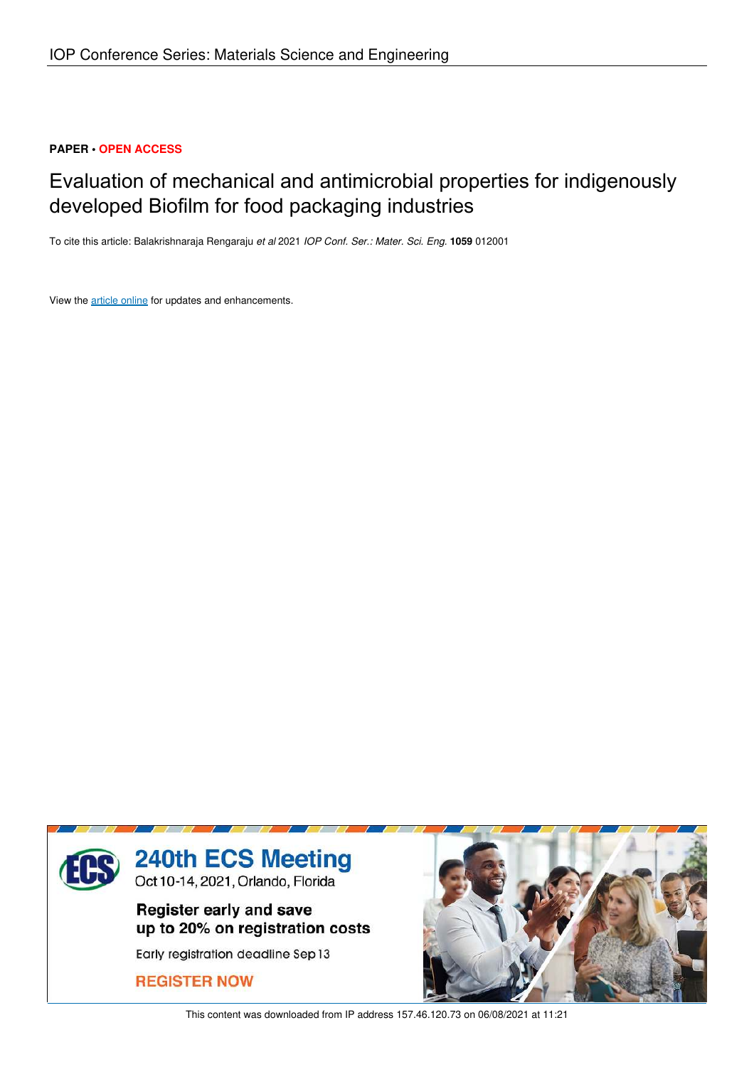**PAPER • OPEN ACCESS**

# Evaluation of mechanical and antimicrobial properties for indigenously developed Biofilm for food packaging industries

To cite this article: Balakrishnaraja Rengaraju *et al* 2021 *IOP Conf. Ser.: Mater. Sci. Eng.* **1059** 012001

View the article online for updates and enhancements.

This content was downloaded from IP address 157.46.120.73 on 06/08/2021 at 11:21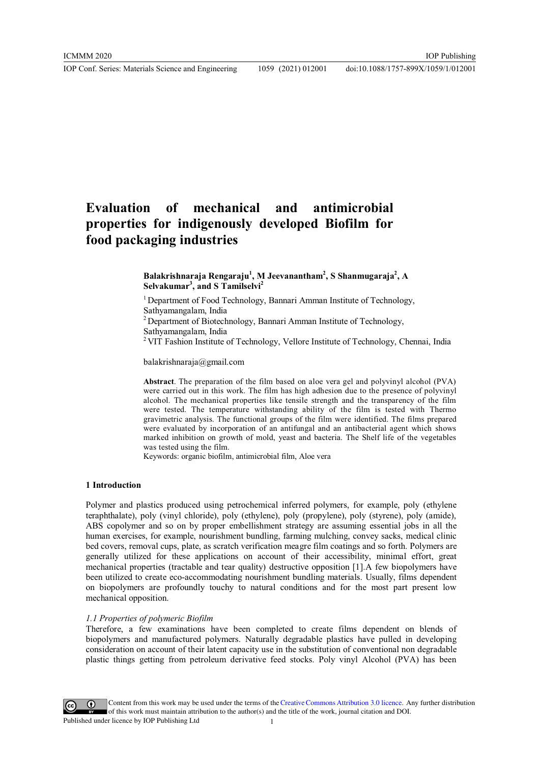# Evaluation of mechanical and antimicrobial properties for indigenously developed Biofilm for food packaging industries

**Balakrishnaraja Rengaraju[1], M Jeevanantham[2], S Shanmugaraja[2], A Selvakumar[3], and S Tamilselvi[2]**

[1] Department of Food Technology, Bannari Amman Institute of Technology, Sathyamangalam, India

[2] Department of Biotechnology, Bannari Amman Institute of Technology, Sathyamangalam, India

[2] VIT Fashion Institute of Technology, Vellore Institute of Technology, Chennai, India

balakrishnaraja@gmail.com

**Abstract**. The preparation of the film based on aloe vera gel and polyvinyl alcohol (PVA) were carried out in this work. The film has high adhesion due to the presence of polyvinyl alcohol. The mechanical properties like tensile strength and the transparency of the film were tested. The temperature withstanding ability of the film is tested with Thermo gravimetric analysis. The functional groups of the film were identified. The films prepared were evaluated by incorporation of an antifungal and an antibacterial agent which shows marked inhibition on growth of mold, yeast and bacteria. The Shelf life of the vegetables was tested using the film.

Keywords: organic biofilm, antimicrobial film, Aloe vera

## 1 Introduction

Polymer and plastics produced using petrochemical inferred polymers, for example, poly (ethylene teraphthalate), poly (vinyl chloride), poly (ethylene), poly (propylene), poly (styrene), poly (amide), ABS copolymer and so on by proper embellishment strategy are assuming essential jobs in all the human exercises, for example, nourishment bundling, farming mulching, convey sacks, medical clinic bed covers, removal cups, plate, as scratch verification meagre film coatings and so forth. Polymers are generally utilized for these applications on account of their accessibility, minimal effort, great mechanical properties (tractable and tear quality) destructive opposition [1].A few biopolymers have been utilized to create eco-accommodating nourishment bundling materials. Usually, films dependent on biopolymers are profoundly touchy to natural conditions and for the most part present low mechanical opposition.

### *1.1 Properties of polymeric Biofilm*

Therefore, a few examinations have been completed to create films dependent on blends of biopolymers and manufactured polymers. Naturally degradable plastics have pulled in developing consideration on account of their latent capacity use in the substitution of conventional non degradable plastic things getting from petroleum derivative feed stocks. Poly vinyl Alcohol (PVA) has been

Content from this work may be used under the terms of the Creative Commons Attribution 3.0 licence. Any further distribution of this work must maintain attribution to the author(s) and the title of the work, journal citation and DOI.
Published under licence by IOP Publishing Ltd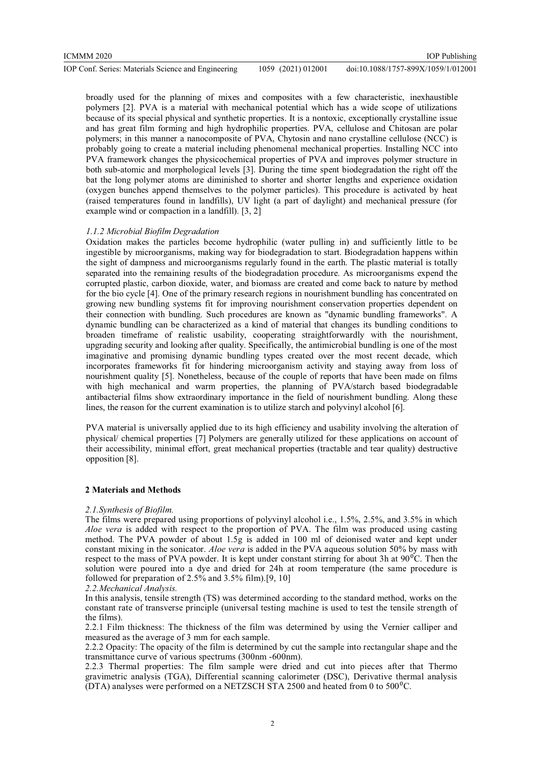broadly used for the planning of mixes and composites with a few characteristic, inexhaustible polymers [2]. PVA is a material with mechanical potential which has a wide scope of utilizations because of its special physical and synthetic properties. It is a nontoxic, exceptionally crystalline issue and has great film forming and high hydrophilic properties. PVA, cellulose and Chitosan are polar polymers; in this manner a nanocomposite of PVA, Chytosin and nano crystalline cellulose (NCC) is probably going to create a material including phenomenal mechanical properties. Installing NCC into PVA framework changes the physicochemical properties of PVA and improves polymer structure in both sub-atomic and morphological levels [3]. During the time spent biodegradation the right off the bat the long polymer atoms are diminished to shorter and shorter lengths and experience oxidation (oxygen bunches append themselves to the polymer particles). This procedure is activated by heat (raised temperatures found in landfills), UV light (a part of daylight) and mechanical pressure (for example wind or compaction in a landfill). [3, 2]

#### *1.1.2 Microbial Biofilm Degradation*

Oxidation makes the particles become hydrophilic (water pulling in) and sufficiently little to be ingestible by microorganisms, making way for biodegradation to start. Biodegradation happens within the sight of dampness and microorganisms regularly found in the earth. The plastic material is totally separated into the remaining results of the biodegradation procedure. As microorganisms expend the corrupted plastic, carbon dioxide, water, and biomass are created and come back to nature by method for the bio cycle [4]. One of the primary research regions in nourishment bundling has concentrated on growing new bundling systems fit for improving nourishment conservation properties dependent on their connection with bundling. Such procedures are known as "dynamic bundling frameworks". A dynamic bundling can be characterized as a kind of material that changes its bundling conditions to broaden timeframe of realistic usability, cooperating straightforwardly with the nourishment, upgrading security and looking after quality. Specifically, the antimicrobial bundling is one of the most imaginative and promising dynamic bundling types created over the most recent decade, which incorporates frameworks fit for hindering microorganism activity and staying away from loss of nourishment quality [5]. Nonetheless, because of the couple of reports that have been made on films with high mechanical and warm properties, the planning of PVA/starch based biodegradable antibacterial films show extraordinary importance in the field of nourishment bundling. Along these lines, the reason for the current examination is to utilize starch and polyvinyl alcohol [6].

PVA material is universally applied due to its high efficiency and usability involving the alteration of physical/ chemical properties [7] Polymers are generally utilized for these applications on account of their accessibility, minimal effort, great mechanical properties (tractable and tear quality) destructive opposition [8].

## 2 Materials and Methods

#### *2.1.Synthesis of Biofilm.*

The films were prepared using proportions of polyvinyl alcohol i.e., 1.5%, 2.5%, and 3.5% in which *Aloe vera* is added with respect to the proportion of PVA. The film was produced using casting method. The PVA powder of about 1.5g is added in 100 ml of deionised water and kept under constant mixing in the sonicator. *Aloe vera* is added in the PVA aqueous solution 50% by mass with respect to the mass of PVA powder. It is kept under constant stirring for about 3h at 90$^0$C. Then the solution were poured into a dye and dried for 24h at room temperature (the same procedure is followed for preparation of 2.5% and 3.5% film).[9, 10]

#### *2.2.Mechanical Analysis.*

In this analysis, tensile strength (TS) was determined according to the standard method, works on the constant rate of transverse principle (universal testing machine is used to test the tensile strength of the films).

2.2.1 Film thickness: The thickness of the film was determined by using the Vernier calliper and measured as the average of 3 mm for each sample.

2.2.2 Opacity: The opacity of the film is determined by cut the sample into rectangular shape and the transmittance curve of various spectrums (300nm -600nm).

2.2.3 Thermal properties: The film sample were dried and cut into pieces after that Thermo gravimetric analysis (TGA), Differential scanning calorimeter (DSC), Derivative thermal analysis (DTA) analyses were performed on a NETZSCH STA 2500 and heated from 0 to 500$^0$C.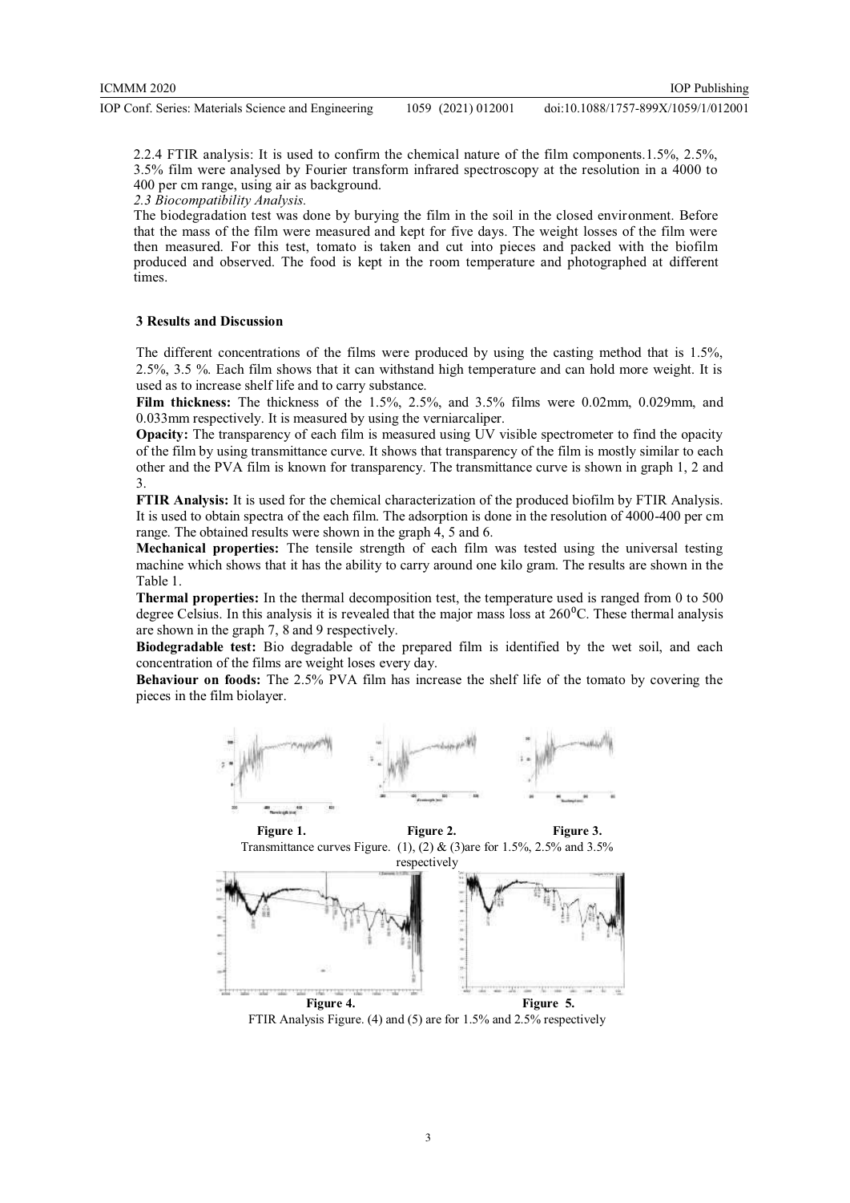2.2.4 FTIR analysis: It is used to confirm the chemical nature of the film components.1.5%, 2.5%, 3.5% film were analysed by Fourier transform infrared spectroscopy at the resolution in a 4000 to 400 per cm range, using air as background.

*2.3 Biocompatibility Analysis.*

The biodegradation test was done by burying the film in the soil in the closed environment. Before that the mass of the film were measured and kept for five days. The weight losses of the film were then measured. For this test, tomato is taken and cut into pieces and packed with the biofilm produced and observed. The food is kept in the room temperature and photographed at different times.

## 3 Results and Discussion

The different concentrations of the films were produced by using the casting method that is 1.5%, 2.5%, 3.5 %. Each film shows that it can withstand high temperature and can hold more weight. It is used as to increase shelf life and to carry substance.

**Film thickness:** The thickness of the 1.5%, 2.5%, and 3.5% films were 0.02mm, 0.029mm, and 0.033mm respectively. It is measured by using the verniarcaliper.

**Opacity:** The transparency of each film is measured using UV visible spectrometer to find the opacity of the film by using transmittance curve. It shows that transparency of the film is mostly similar to each other and the PVA film is known for transparency. The transmittance curve is shown in graph 1, 2 and 3.

**FTIR Analysis:** It is used for the chemical characterization of the produced biofilm by FTIR Analysis. It is used to obtain spectra of the each film. The adsorption is done in the resolution of 4000-400 per cm range. The obtained results were shown in the graph 4, 5 and 6.

**Mechanical properties:** The tensile strength of each film was tested using the universal testing machine which shows that it has the ability to carry around one kilo gram. The results are shown in the Table 1.

**Thermal properties:** In the thermal decomposition test, the temperature used is ranged from 0 to 500 degree Celsius. In this analysis it is revealed that the major mass loss at 260$^0$C. These thermal analysis are shown in the graph 7, 8 and 9 respectively.

**Biodegradable test:** Bio degradable of the prepared film is identified by the wet soil, and each concentration of the films are weight loses every day.

**Behaviour on foods:** The 2.5% PVA film has increase the shelf life of the tomato by covering the pieces in the film biolayer.

**Figure 1.** **Figure 2.** **Figure 3.**

Transmittance curves Figure. (1), (2) & (3)are for 1.5%, 2.5% and 3.5% respectively

**Figure 4.** **Figure 5.**

FTIR Analysis Figure. (4) and (5) are for 1.5% and 2.5% respectively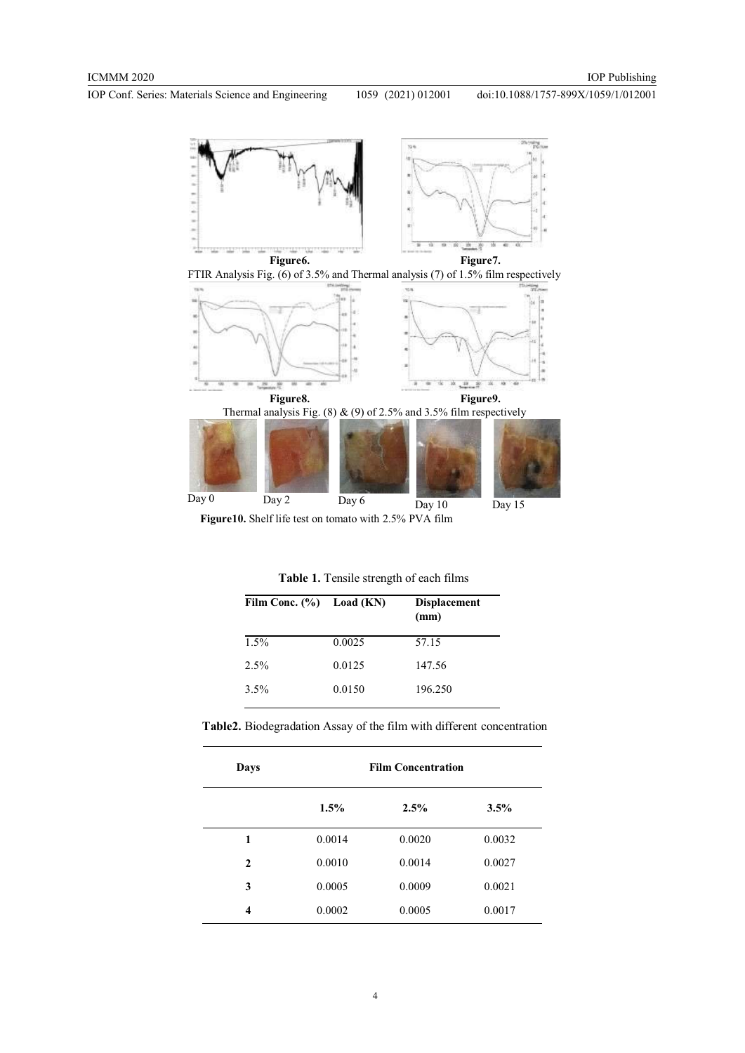**Figure6.** **Figure7.**

FTIR Analysis Fig. (6) of 3.5% and Thermal analysis (7) of 1.5% film respectively

**Figure8.** **Figure9.**

Thermal analysis Fig. (8) & (9) of 2.5% and 3.5% film respectively

Day 0 Day 2 Day 6 Day 10 Day 15

**Figure10.** Shelf life test on tomato with 2.5% PVA film

**Table 1.** Tensile strength of each films

| Film Conc. (%) | Load (KN) | Displacement (mm) |
|---|---|---|
| 1.5% | 0.0025 | 57.15 |
| 2.5% | 0.0125 | 147.56 |
| 3.5% | 0.0150 | 196.250 |

**Table2.** Biodegradation Assay of the film with different concentration

| Days | Film Concentration | | |
|---|---|---|---|
| | 1.5% | 2.5% | 3.5% |
| 1 | 0.0014 | 0.0020 | 0.0032 |
| 2 | 0.0010 | 0.0014 | 0.0027 |
| 3 | 0.0005 | 0.0009 | 0.0021 |
| 4 | 0.0002 | 0.0005 | 0.0017 |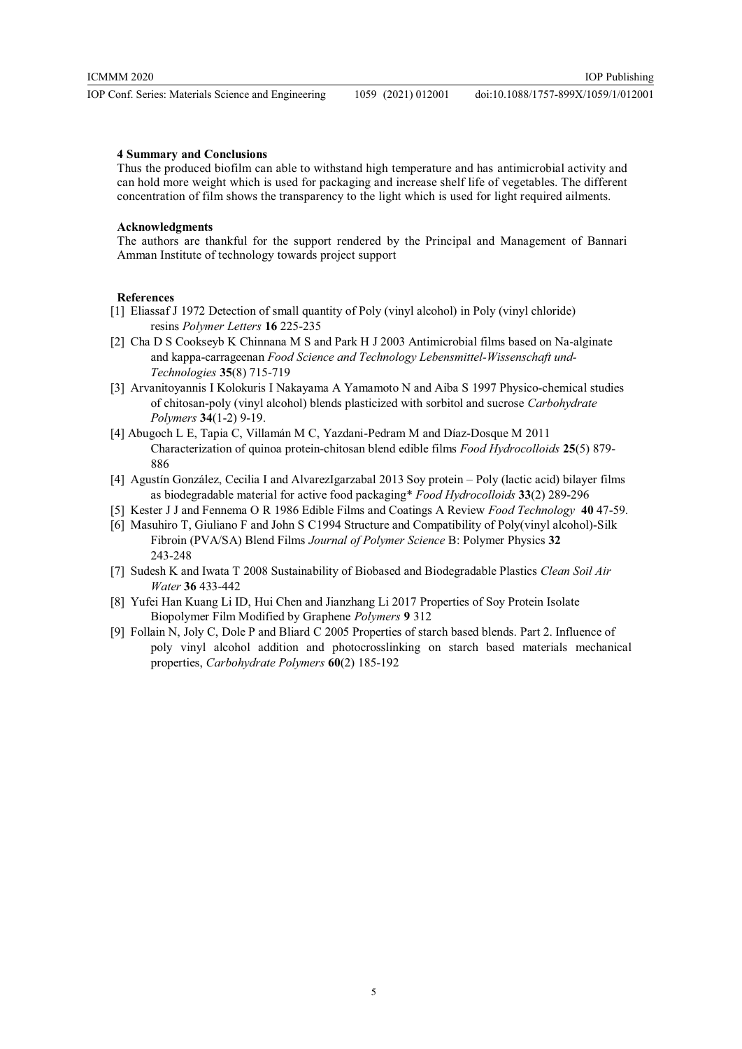## 4 Summary and Conclusions

Thus the produced biofilm can able to withstand high temperature and has antimicrobial activity and can hold more weight which is used for packaging and increase shelf life of vegetables. The different concentration of film shows the transparency to the light which is used for light required ailments.

## Acknowledgments

The authors are thankful for the support rendered by the Principal and Management of Bannari Amman Institute of technology towards project support

## References

[1] Eliassaf J 1972 Detection of small quantity of Poly (vinyl alcohol) in Poly (vinyl chloride) resins *Polymer Letters* **16** 225-235

[2] Cha D S Cookseyb K Chinnana M S and Park H J 2003 Antimicrobial films based on Na-alginate and kappa-carrageenan *Food Science and Technology Lebensmittel-Wissenschaft und-Technologies* **35**(8) 715-719

[3] Arvanitoyannis I Kolokuris I Nakayama A Yamamoto N and Aiba S 1997 Physico-chemical studies of chitosan-poly (vinyl alcohol) blends plasticized with sorbitol and sucrose *Carbohydrate Polymers* **34**(1-2) 9-19.

[4] Abugoch L E, Tapia C, Villamán M C, Yazdani-Pedram M and Díaz-Dosque M 2011 Characterization of quinoa protein-chitosan blend edible films *Food Hydrocolloids* **25**(5) 879-886

[4] Agustín González, Cecilia I and AlvarezIgarzabal 2013 Soy protein – Poly (lactic acid) bilayer films as biodegradable material for active food packaging* *Food Hydrocolloids* **33**(2) 289-296

[5] Kester J J and Fennema O R 1986 Edible Films and Coatings A Review *Food Technology* **40** 47-59.

[6] Masuhiro T, Giuliano F and John S C1994 Structure and Compatibility of Poly(vinyl alcohol)-Silk Fibroin (PVA/SA) Blend Films *Journal of Polymer Science* B: Polymer Physics **32** 243-248

[7] Sudesh K and Iwata T 2008 Sustainability of Biobased and Biodegradable Plastics *Clean Soil Air Water* **36** 433-442

[8] Yufei Han Kuang Li ID, Hui Chen and Jianzhang Li 2017 Properties of Soy Protein Isolate Biopolymer Film Modified by Graphene *Polymers* **9** 312

[9] Follain N, Joly C, Dole P and Bliard C 2005 Properties of starch based blends. Part 2. Influence of poly vinyl alcohol addition and photocrosslinking on starch based materials mechanical properties, *Carbohydrate Polymers* **60**(2) 185-192